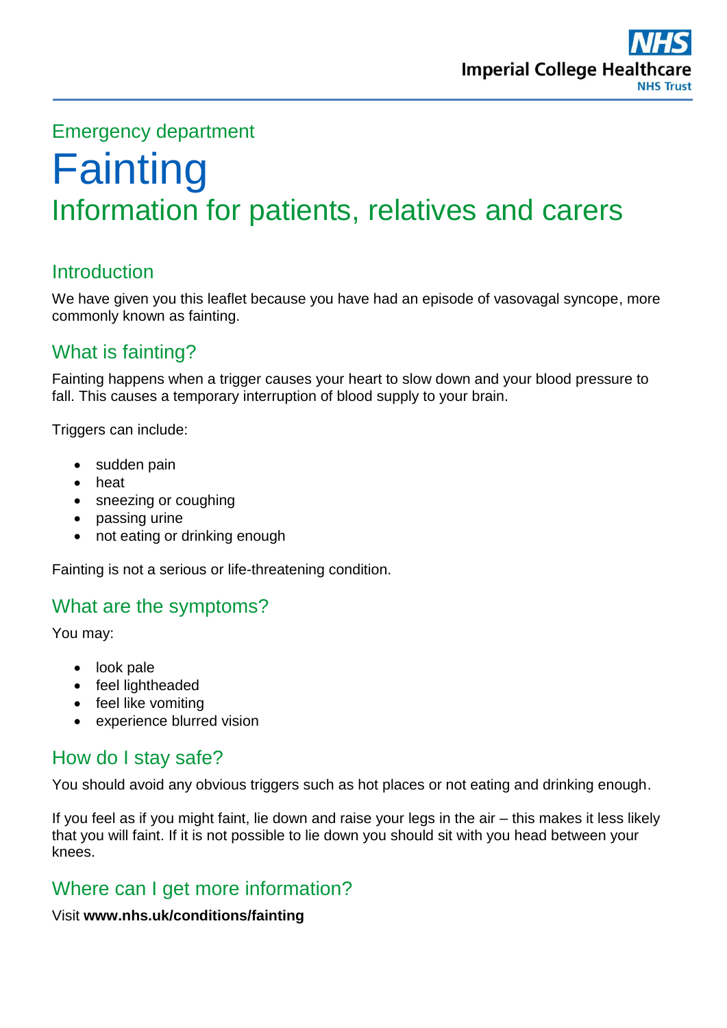Emergency department

# Fainting

## Information for patients, relatives and carers

### Introduction

We have given you this leaflet because you have had an episode of vasovagal syncope, more commonly known as fainting.

### What is fainting?

Fainting happens when a trigger causes your heart to slow down and your blood pressure to fall. This causes a temporary interruption of blood supply to your brain.

Triggers can include:

- sudden pain
- heat
- sneezing or coughing
- passing urine
- not eating or drinking enough

Fainting is not a serious or life-threatening condition.

### What are the symptoms?

You may:

- look pale
- feel lightheaded
- feel like vomiting
- experience blurred vision

### How do I stay safe?

You should avoid any obvious triggers such as hot places or not eating and drinking enough.

If you feel as if you might faint, lie down and raise your legs in the air – this makes it less likely that you will faint. If it is not possible to lie down you should sit with you head between your knees.

### Where can I get more information?

Visit **www.nhs.uk/conditions/fainting**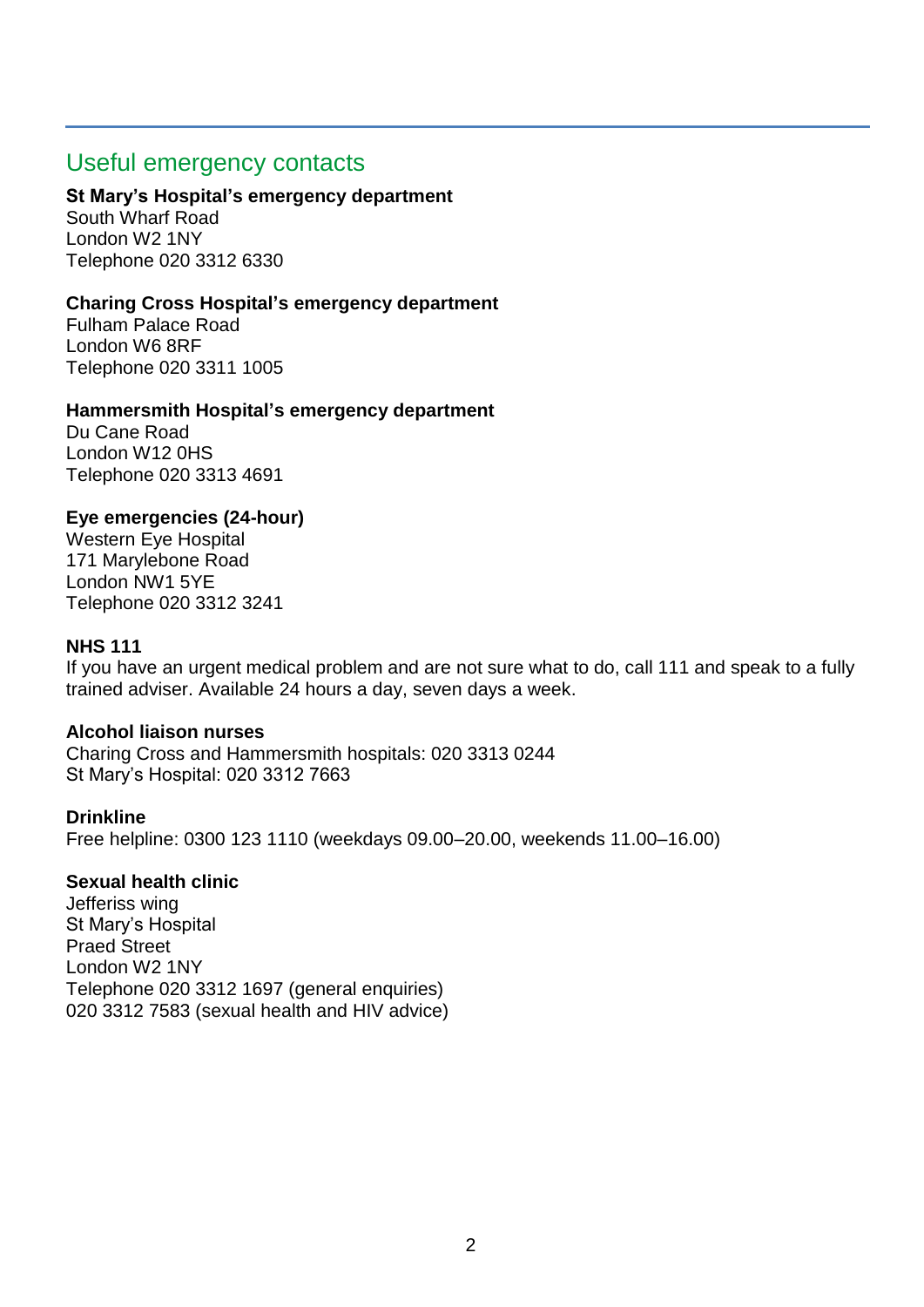## Useful emergency contacts

**St Mary's Hospital's emergency department**
South Wharf Road
London W2 1NY
Telephone 020 3312 6330

**Charing Cross Hospital's emergency department**
Fulham Palace Road
London W6 8RF
Telephone 020 3311 1005

**Hammersmith Hospital's emergency department**
Du Cane Road
London W12 0HS
Telephone 020 3313 4691

**Eye emergencies (24-hour)**
Western Eye Hospital
171 Marylebone Road
London NW1 5YE
Telephone 020 3312 3241

**NHS 111**
If you have an urgent medical problem and are not sure what to do, call 111 and speak to a fully trained adviser. Available 24 hours a day, seven days a week.

**Alcohol liaison nurses**
Charing Cross and Hammersmith hospitals: 020 3313 0244
St Mary's Hospital: 020 3312 7663

**Drinkline**
Free helpline: 0300 123 1110 (weekdays 09.00–20.00, weekends 11.00–16.00)

**Sexual health clinic**
Jefferiss wing
St Mary's Hospital
Praed Street
London W2 1NY
Telephone 020 3312 1697 (general enquiries)
020 3312 7583 (sexual health and HIV advice)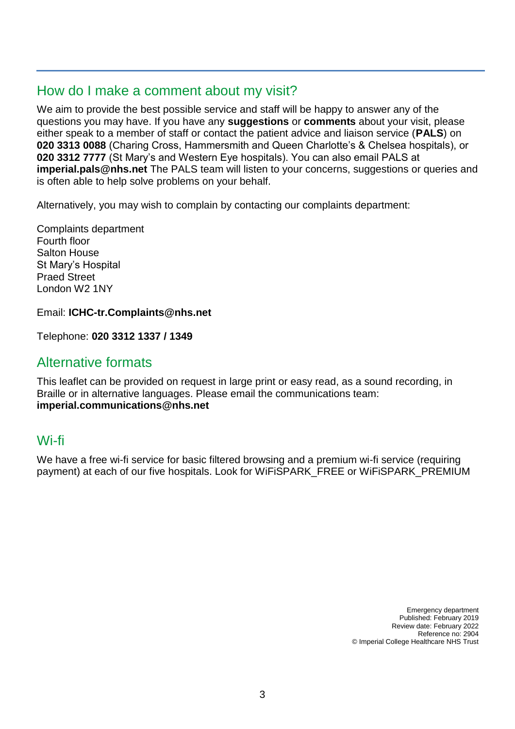## How do I make a comment about my visit?

We aim to provide the best possible service and staff will be happy to answer any of the questions you may have. If you have any **suggestions** or **comments** about your visit, please either speak to a member of staff or contact the patient advice and liaison service (**PALS**) on **020 3313 0088** (Charing Cross, Hammersmith and Queen Charlotte's & Chelsea hospitals), or **020 3312 7777** (St Mary's and Western Eye hospitals). You can also email PALS at **imperial.pals@nhs.net** The PALS team will listen to your concerns, suggestions or queries and is often able to help solve problems on your behalf.

Alternatively, you may wish to complain by contacting our complaints department:

Complaints department
Fourth floor
Salton House
St Mary's Hospital
Praed Street
London W2 1NY

Email: **ICHC-tr.Complaints@nhs.net**

Telephone: **020 3312 1337 / 1349**

## Alternative formats

This leaflet can be provided on request in large print or easy read, as a sound recording, in Braille or in alternative languages. Please email the communications team: **imperial.communications@nhs.net**

## Wi-fi

We have a free wi-fi service for basic filtered browsing and a premium wi-fi service (requiring payment) at each of our five hospitals. Look for WiFiSPARK_FREE or WiFiSPARK_PREMIUM

Emergency department
Published: February 2019
Review date: February 2022
Reference no: 2904
© Imperial College Healthcare NHS Trust